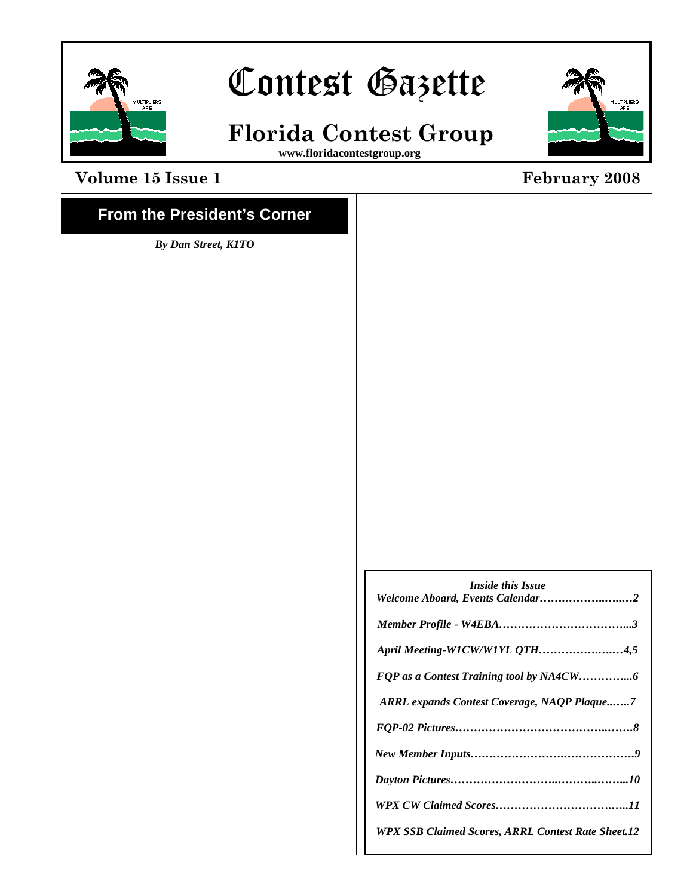# Contest Gazette

## Florida Contest Group

www.floridacontestgroup.org

**Volume 15 Issue 1** **February 2008**

## From the President's Corner

***By Dan Street, K1TO***

*Inside this Issue*

***Welcome Aboard, Events Calendar…….……..…..…2***

***Member Profile - W4EBA……………………………...3***

***April Meeting-W1CW/W1YL QTH……………….….…4,5***

***FQP as a Contest Training tool by NA4CW…………...6***

***ARRL expands Contest Coverage, NAQP Plaque..…..7***

***FQP-02 Pictures…………………………………..…….8***

***New Member Inputs…………………….………………9***

***Dayton Pictures………………………..……….……...10***

***WPX CW Claimed Scores.…………………………..…..11***

***WPX SSB Claimed Scores, ARRL Contest Rate Sheet.12***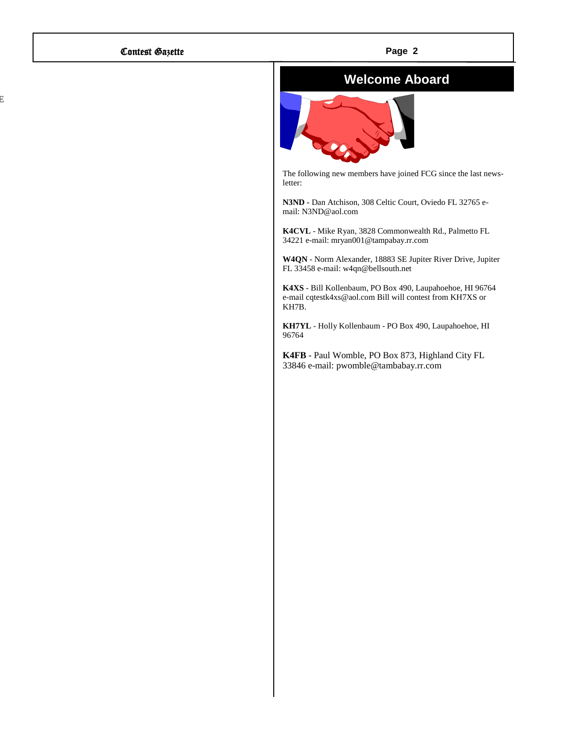## Welcome Aboard

The following new members have joined FCG since the last newsletter:

**N3ND -** Dan Atchison, 308 Celtic Court, Oviedo FL 32765 e-mail: N3ND@aol.com

**K4CVL** - Mike Ryan, 3828 Commonwealth Rd., Palmetto FL 34221 e-mail: mryan001@tampabay.rr.com

**W4QN** - Norm Alexander, 18883 SE Jupiter River Drive, Jupiter FL 33458 e-mail: w4qn@bellsouth.net

**K4XS** - Bill Kollenbaum, PO Box 490, Laupahoehoe, HI 96764 e-mail cqtestk4xs@aol.com Bill will contest from KH7XS or KH7B.

**KH7YL** - Holly Kollenbaum - PO Box 490, Laupahoehoe, HI 96764

**K4FB** - Paul Womble, PO Box 873, Highland City FL 33846 e-mail: pwomble@tambabay.rr.com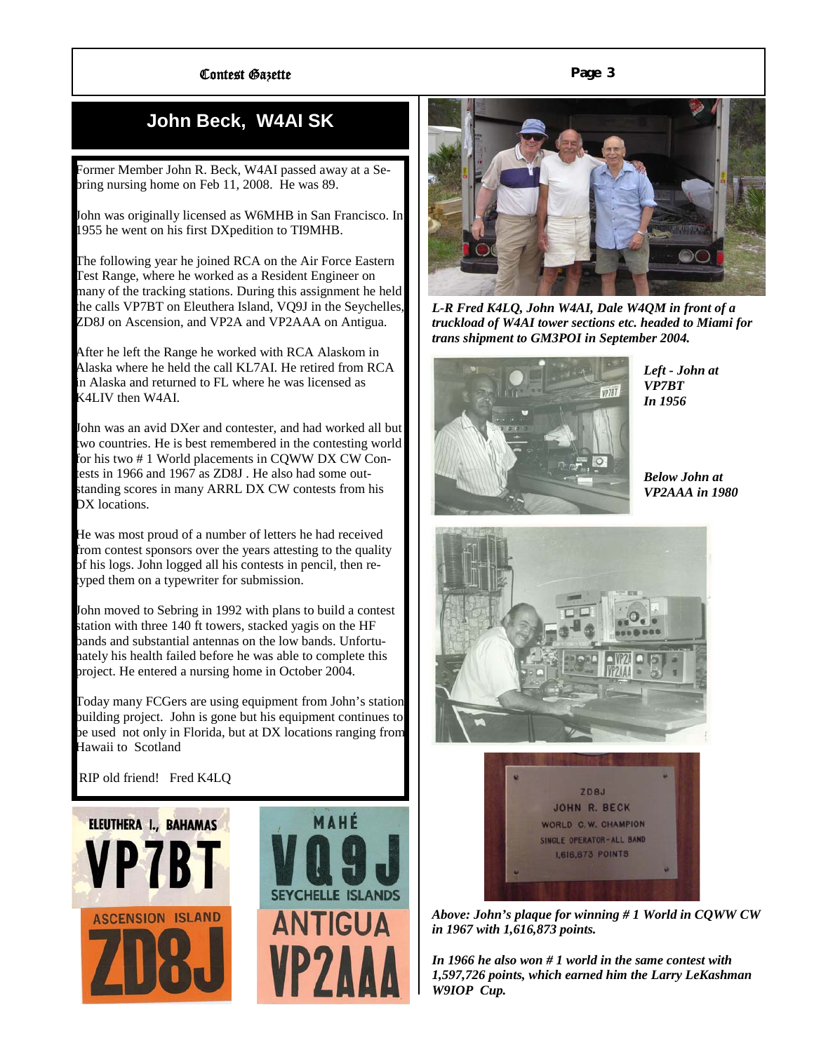## John Beck, W4AI SK

Former Member John R. Beck, W4AI passed away at a Sebring nursing home on Feb 11, 2008. He was 89.

John was originally licensed as W6MHB in San Francisco. In 1955 he went on his first DXpedition to TI9MHB.

The following year he joined RCA on the Air Force Eastern Test Range, where he worked as a Resident Engineer on many of the tracking stations. During this assignment he held the calls VP7BT on Eleuthera Island, VQ9J in the Seychelles, ZD8J on Ascension, and VP2A and VP2AAA on Antigua.

After he left the Range he worked with RCA Alaskom in Alaska where he held the call KL7AI. He retired from RCA in Alaska and returned to FL where he was licensed as K4LIV then W4AI.

John was an avid DXer and contester, and had worked all but two countries. He is best remembered in the contesting world for his two # 1 World placements in CQWW DX CW Contests in 1966 and 1967 as ZD8J . He also had some outstanding scores in many ARRL DX CW contests from his DX locations.

He was most proud of a number of letters he had received from contest sponsors over the years attesting to the quality of his logs. John logged all his contests in pencil, then retyped them on a typewriter for submission.

John moved to Sebring in 1992 with plans to build a contest station with three 140 ft towers, stacked yagis on the HF bands and substantial antennas on the low bands. Unfortunately his health failed before he was able to complete this project. He entered a nursing home in October 2004.

Today many FCGers are using equipment from John's station building project. John is gone but his equipment continues to be used not only in Florida, but at DX locations ranging from Hawaii to Scotland

RIP old friend! Fred K4LQ

ELEUTHERA I., BAHAMAS VP7BT

MAHÉ VQ9J SEYCHELLE ISLANDS

ASCENSION ISLAND ZD8J

ANTIGUA VP2AAA

*L-R Fred K4LQ, John W4AI, Dale W4QM in front of a truckload of W4AI tower sections etc. headed to Miami for trans shipment to GM3POI in September 2004.*

*Left - John at VP7BT In 1956*

*Below John at VP2AAA in 1980*

ZD8J
JOHN R. BECK
WORLD C.W. CHAMPION
SINGLE OPERATOR-ALL BAND
1,616,873 POINTS

*Above: John's plaque for winning # 1 World in CQWW CW in 1967 with 1,616,873 points.*

*In 1966 he also won # 1 world in the same contest with 1,597,726 points, which earned him the Larry LeKashman W9IOP Cup.*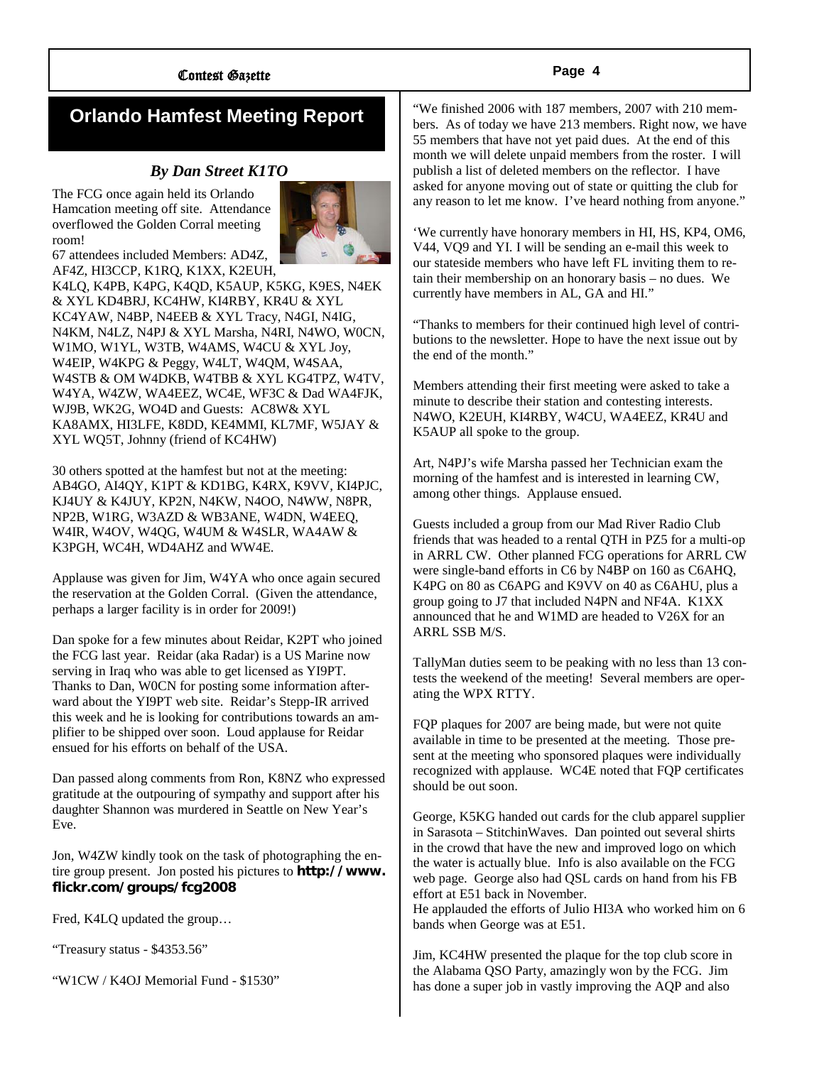## Orlando Hamfest Meeting Report

### *By Dan Street K1TO*

The FCG once again held its Orlando Hamcation meeting off site. Attendance overflowed the Golden Corral meeting room!

67 attendees included Members: AD4Z, AF4Z, HI3CCP, K1RQ, K1XX, K2EUH, K4LQ, K4PB, K4PG, K4QD, K5AUP, K5KG, K9ES, N4EK & XYL KD4BRJ, KC4HW, KI4RBY, KR4U & XYL KC4YAW, N4BP, N4EEB & XYL Tracy, N4GI, N4IG, N4KM, N4LZ, N4PJ & XYL Marsha, N4RI, N4WO, W0CN, W1MO, W1YL, W3TB, W4AMS, W4CU & XYL Joy, W4EIP, W4KPG & Peggy, W4LT, W4QM, W4SAA, W4STB & OM W4DKB, W4TBB & XYL KG4TPZ, W4TV, W4YA, W4ZW, WA4EEZ, WC4E, WF3C & Dad WA4FJK, WJ9B, WK2G, WO4D and Guests: AC8W& XYL KA8AMX, HI3LFE, K8DD, KE4MMI, KL7MF, W5JAY & XYL WQ5T, Johnny (friend of KC4HW)

30 others spotted at the hamfest but not at the meeting: AB4GO, AI4QY, K1PT & KD1BG, K4RX, K9VV, KI4PJC, KJ4UY & K4JUY, KP2N, N4KW, N4OO, N4WW, N8PR, NP2B, W1RG, W3AZD & WB3ANE, W4DN, W4EEQ, W4IR, W4OV, W4QG, W4UM & W4SLR, WA4AW & K3PGH, WC4H, WD4AHZ and WW4E.

Applause was given for Jim, W4YA who once again secured the reservation at the Golden Corral. (Given the attendance, perhaps a larger facility is in order for 2009!)

Dan spoke for a few minutes about Reidar, K2PT who joined the FCG last year. Reidar (aka Radar) is a US Marine now serving in Iraq who was able to get licensed as YI9PT. Thanks to Dan, W0CN for posting some information afterward about the YI9PT web site. Reidar's Stepp-IR arrived this week and he is looking for contributions towards an amplifier to be shipped over soon. Loud applause for Reidar ensued for his efforts on behalf of the USA.

Dan passed along comments from Ron, K8NZ who expressed gratitude at the outpouring of sympathy and support after his daughter Shannon was murdered in Seattle on New Year's Eve.

Jon, W4ZW kindly took on the task of photographing the entire group present. Jon posted his pictures to **http://www.flickr.com/groups/fcg2008**

Fred, K4LQ updated the group…

"Treasury status - $4353.56"

"W1CW / K4OJ Memorial Fund - $1530"

"We finished 2006 with 187 members, 2007 with 210 members. As of today we have 213 members. Right now, we have 55 members that have not yet paid dues. At the end of this month we will delete unpaid members from the roster. I will publish a list of deleted members on the reflector. I have asked for anyone moving out of state or quitting the club for any reason to let me know. I've heard nothing from anyone."

'We currently have honorary members in HI, HS, KP4, OM6, V44, VQ9 and YI. I will be sending an e-mail this week to our stateside members who have left FL inviting them to retain their membership on an honorary basis – no dues. We currently have members in AL, GA and HI."

"Thanks to members for their continued high level of contributions to the newsletter. Hope to have the next issue out by the end of the month."

Members attending their first meeting were asked to take a minute to describe their station and contesting interests. N4WO, K2EUH, KI4RBY, W4CU, WA4EEZ, KR4U and K5AUP all spoke to the group.

Art, N4PJ's wife Marsha passed her Technician exam the morning of the hamfest and is interested in learning CW, among other things. Applause ensued.

Guests included a group from our Mad River Radio Club friends that was headed to a rental QTH in PZ5 for a multi-op in ARRL CW. Other planned FCG operations for ARRL CW were single-band efforts in C6 by N4BP on 160 as C6AHQ, K4PG on 80 as C6APG and K9VV on 40 as C6AHU, plus a group going to J7 that included N4PN and NF4A. K1XX announced that he and W1MD are headed to V26X for an ARRL SSB M/S.

TallyMan duties seem to be peaking with no less than 13 contests the weekend of the meeting! Several members are operating the WPX RTTY.

FQP plaques for 2007 are being made, but were not quite available in time to be presented at the meeting. Those present at the meeting who sponsored plaques were individually recognized with applause. WC4E noted that FQP certificates should be out soon.

George, K5KG handed out cards for the club apparel supplier in Sarasota – StitchinWaves. Dan pointed out several shirts in the crowd that have the new and improved logo on which the water is actually blue. Info is also available on the FCG web page. George also had QSL cards on hand from his FB effort at E51 back in November.

He applauded the efforts of Julio HI3A who worked him on 6 bands when George was at E51.

Jim, KC4HW presented the plaque for the top club score in the Alabama QSO Party, amazingly won by the FCG. Jim has done a super job in vastly improving the AQP and also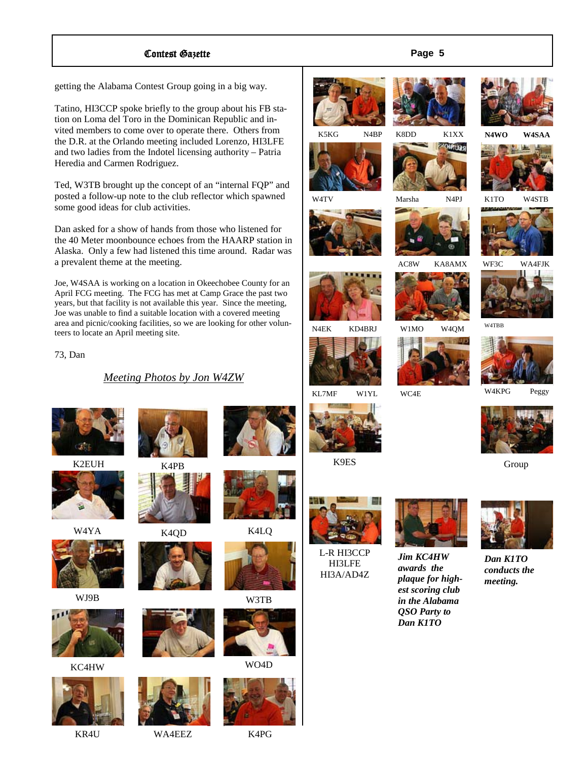getting the Alabama Contest Group going in a big way.

Tatino, HI3CCP spoke briefly to the group about his FB station on Loma del Toro in the Dominican Republic and invited members to come over to operate there. Others from the D.R. at the Orlando meeting included Lorenzo, HI3LFE and two ladies from the Indotel licensing authority – Patria Heredia and Carmen Rodriguez.

Ted, W3TB brought up the concept of an "internal FQP" and posted a follow-up note to the club reflector which spawned some good ideas for club activities.

Dan asked for a show of hands from those who listened for the 40 Meter moonbounce echoes from the HAARP station in Alaska. Only a few had listened this time around. Radar was a prevalent theme at the meeting.

Joe, W4SAA is working on a location in Okeechobee County for an April FCG meeting. The FCG has met at Camp Grace the past two years, but that facility is not available this year. Since the meeting, Joe was unable to find a suitable location with a covered meeting area and picnic/cooking facilities, so we are looking for other volunteers to locate an April meeting site.

73, Dan

*Meeting Photos by Jon W4ZW*

K2EUH K4PB

W4YA K4QD K4LQ

WJ9B W3TB

KC4HW WO4D

KR4U WA4EEZ K4PG

K5KG N4BP K8DD K1XX **N4WO W4SAA**

W4TV Marsha N4PJ K1TO W4STB

AC8W KA8AMX WF3C WA4FJK

N4EK KD4BRJ W1MO W4QM W4TBB

KL7MF W1YL WC4E W4KPG Peggy

K9ES Group

L-R HI3CCP HI3LFE HI3A/AD4Z

***Jim KC4HW awards the plaque for highest scoring club in the Alabama QSO Party to Dan K1TO***

***Dan K1TO conducts the meeting.***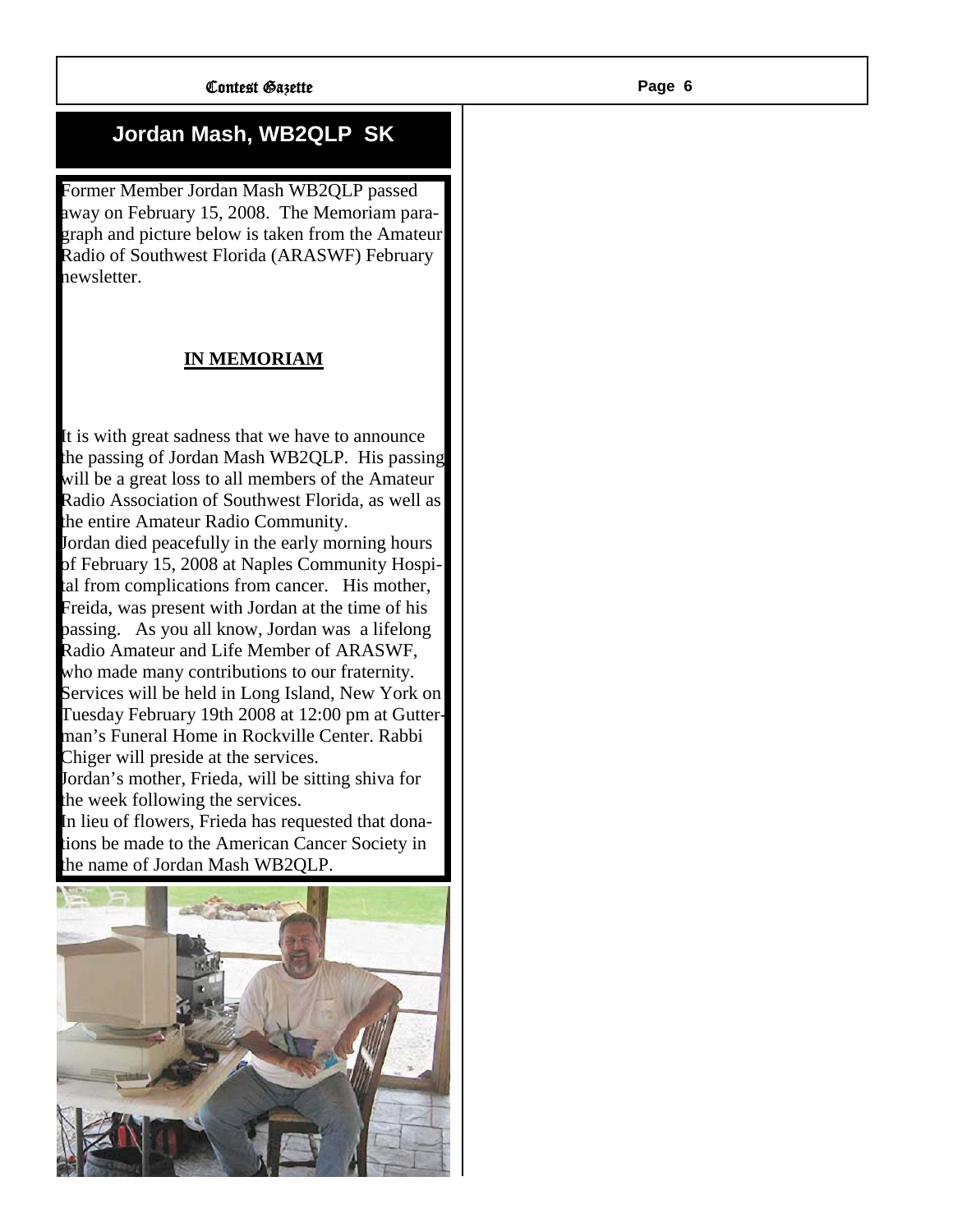# Jordan Mash, WB2QLP SK

Former Member Jordan Mash WB2QLP passed away on February 15, 2008. The Memoriam paragraph and picture below is taken from the Amateur Radio of Southwest Florida (ARASWF) February newsletter.

**IN MEMORIAM**

It is with great sadness that we have to announce the passing of Jordan Mash WB2QLP. His passing will be a great loss to all members of the Amateur Radio Association of Southwest Florida, as well as the entire Amateur Radio Community.

Jordan died peacefully in the early morning hours of February 15, 2008 at Naples Community Hospital from complications from cancer. His mother, Freida, was present with Jordan at the time of his passing. As you all know, Jordan was a lifelong Radio Amateur and Life Member of ARASWF, who made many contributions to our fraternity.

Services will be held in Long Island, New York on Tuesday February 19th 2008 at 12:00 pm at Gutterman's Funeral Home in Rockville Center. Rabbi Chiger will preside at the services.

Jordan's mother, Frieda, will be sitting shiva for the week following the services.

In lieu of flowers, Frieda has requested that donations be made to the American Cancer Society in the name of Jordan Mash WB2QLP.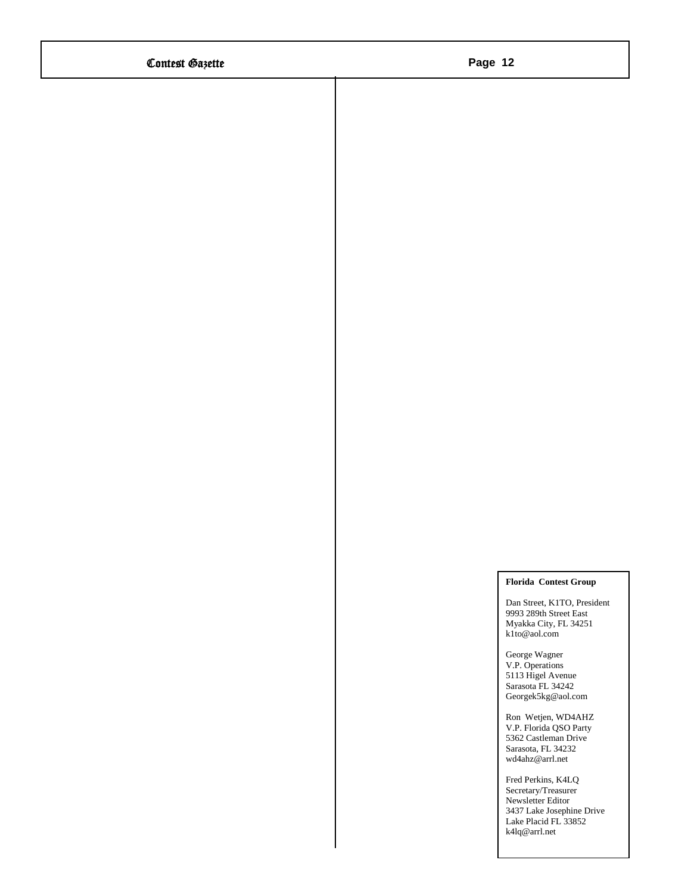**Florida Contest Group**

Dan Street, K1TO, President
9993 289th Street East
Myakka City, FL 34251
k1to@aol.com

George Wagner
V.P. Operations
5113 Higel Avenue
Sarasota FL 34242
Georgek5kg@aol.com

Ron Wetjen, WD4AHZ
V.P. Florida QSO Party
5362 Castleman Drive
Sarasota, FL 34232
wd4ahz@arrl.net

Fred Perkins, K4LQ
Secretary/Treasurer
Newsletter Editor
3437 Lake Josephine Drive
Lake Placid FL 33852
k4lq@arrl.net